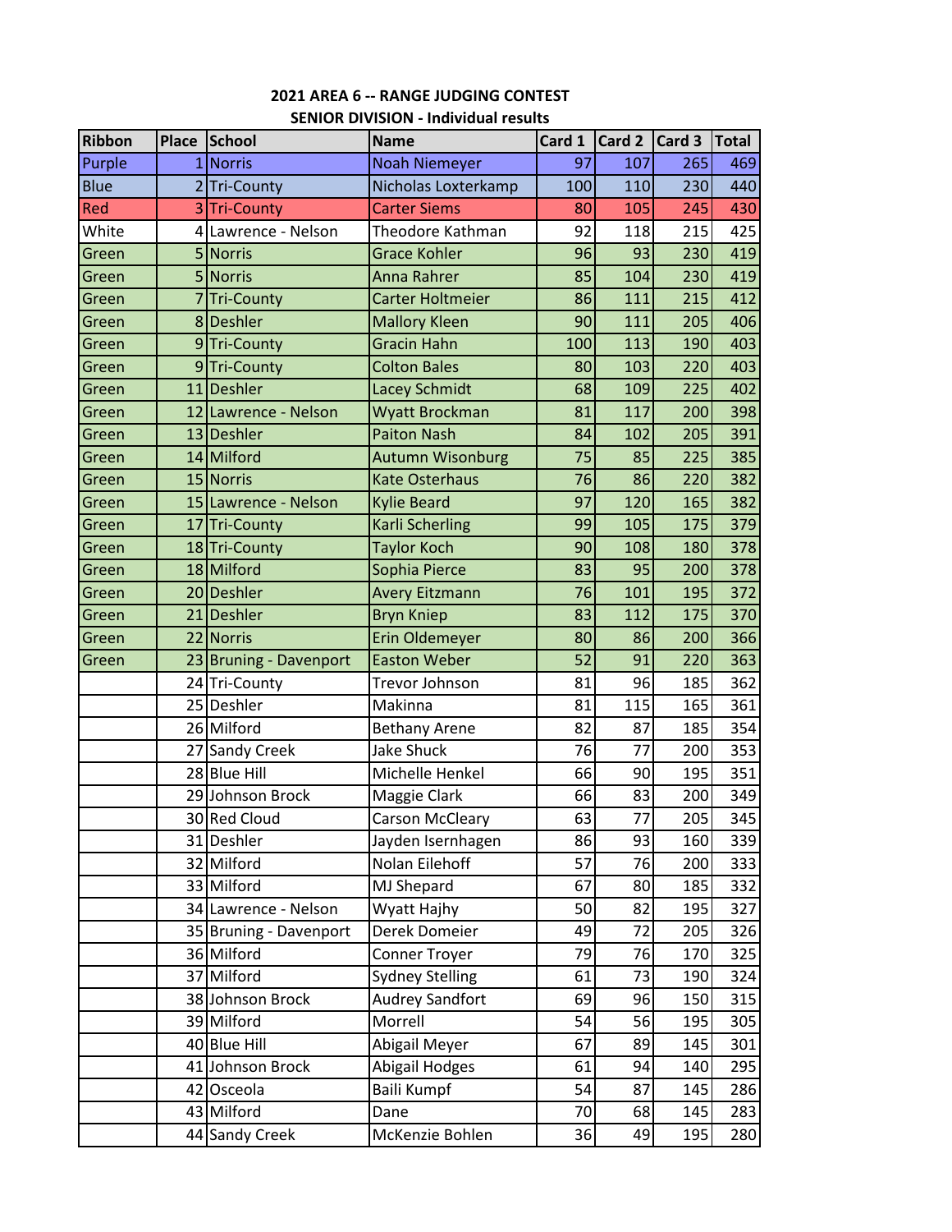# 2021 AREA 6 -- RANGE JUDGING CONTEST

## SENIOR DIVISION - Individual results

| Ribbon | Place | School | Name | Card 1 | Card 2 | Card 3 | Total |
|---|---|---|---|---|---|---|---|
| Purple | 1 | Norris | Noah Niemeyer | 97 | 107 | 265 | 469 |
| Blue | 2 | Tri-County | Nicholas Loxterkamp | 100 | 110 | 230 | 440 |
| Red | 3 | Tri-County | Carter Siems | 80 | 105 | 245 | 430 |
| White | 4 | Lawrence - Nelson | Theodore Kathman | 92 | 118 | 215 | 425 |
| Green | 5 | Norris | Grace Kohler | 96 | 93 | 230 | 419 |
| Green | 5 | Norris | Anna Rahrer | 85 | 104 | 230 | 419 |
| Green | 7 | Tri-County | Carter Holtmeier | 86 | 111 | 215 | 412 |
| Green | 8 | Deshler | Mallory Kleen | 90 | 111 | 205 | 406 |
| Green | 9 | Tri-County | Gracin Hahn | 100 | 113 | 190 | 403 |
| Green | 9 | Tri-County | Colton Bales | 80 | 103 | 220 | 403 |
| Green | 11 | Deshler | Lacey Schmidt | 68 | 109 | 225 | 402 |
| Green | 12 | Lawrence - Nelson | Wyatt Brockman | 81 | 117 | 200 | 398 |
| Green | 13 | Deshler | Paiton Nash | 84 | 102 | 205 | 391 |
| Green | 14 | Milford | Autumn Wisonburg | 75 | 85 | 225 | 385 |
| Green | 15 | Norris | Kate Osterhaus | 76 | 86 | 220 | 382 |
| Green | 15 | Lawrence - Nelson | Kylie Beard | 97 | 120 | 165 | 382 |
| Green | 17 | Tri-County | Karli Scherling | 99 | 105 | 175 | 379 |
| Green | 18 | Tri-County | Taylor Koch | 90 | 108 | 180 | 378 |
| Green | 18 | Milford | Sophia Pierce | 83 | 95 | 200 | 378 |
| Green | 20 | Deshler | Avery Eitzmann | 76 | 101 | 195 | 372 |
| Green | 21 | Deshler | Bryn Kniep | 83 | 112 | 175 | 370 |
| Green | 22 | Norris | Erin Oldemeyer | 80 | 86 | 200 | 366 |
| Green | 23 | Bruning - Davenport | Easton Weber | 52 | 91 | 220 | 363 |
| | 24 | Tri-County | Trevor Johnson | 81 | 96 | 185 | 362 |
| | 25 | Deshler | Makinna | 81 | 115 | 165 | 361 |
| | 26 | Milford | Bethany Arene | 82 | 87 | 185 | 354 |
| | 27 | Sandy Creek | Jake Shuck | 76 | 77 | 200 | 353 |
| | 28 | Blue Hill | Michelle Henkel | 66 | 90 | 195 | 351 |
| | 29 | Johnson Brock | Maggie Clark | 66 | 83 | 200 | 349 |
| | 30 | Red Cloud | Carson McCleary | 63 | 77 | 205 | 345 |
| | 31 | Deshler | Jayden Isernhagen | 86 | 93 | 160 | 339 |
| | 32 | Milford | Nolan Eilehoff | 57 | 76 | 200 | 333 |
| | 33 | Milford | MJ Shepard | 67 | 80 | 185 | 332 |
| | 34 | Lawrence - Nelson | Wyatt Hajhy | 50 | 82 | 195 | 327 |
| | 35 | Bruning - Davenport | Derek Domeier | 49 | 72 | 205 | 326 |
| | 36 | Milford | Conner Troyer | 79 | 76 | 170 | 325 |
| | 37 | Milford | Sydney Stelling | 61 | 73 | 190 | 324 |
| | 38 | Johnson Brock | Audrey Sandfort | 69 | 96 | 150 | 315 |
| | 39 | Milford | Morrell | 54 | 56 | 195 | 305 |
| | 40 | Blue Hill | Abigail Meyer | 67 | 89 | 145 | 301 |
| | 41 | Johnson Brock | Abigail Hodges | 61 | 94 | 140 | 295 |
| | 42 | Osceola | Baili Kumpf | 54 | 87 | 145 | 286 |
| | 43 | Milford | Dane | 70 | 68 | 145 | 283 |
| | 44 | Sandy Creek | McKenzie Bohlen | 36 | 49 | 195 | 280 |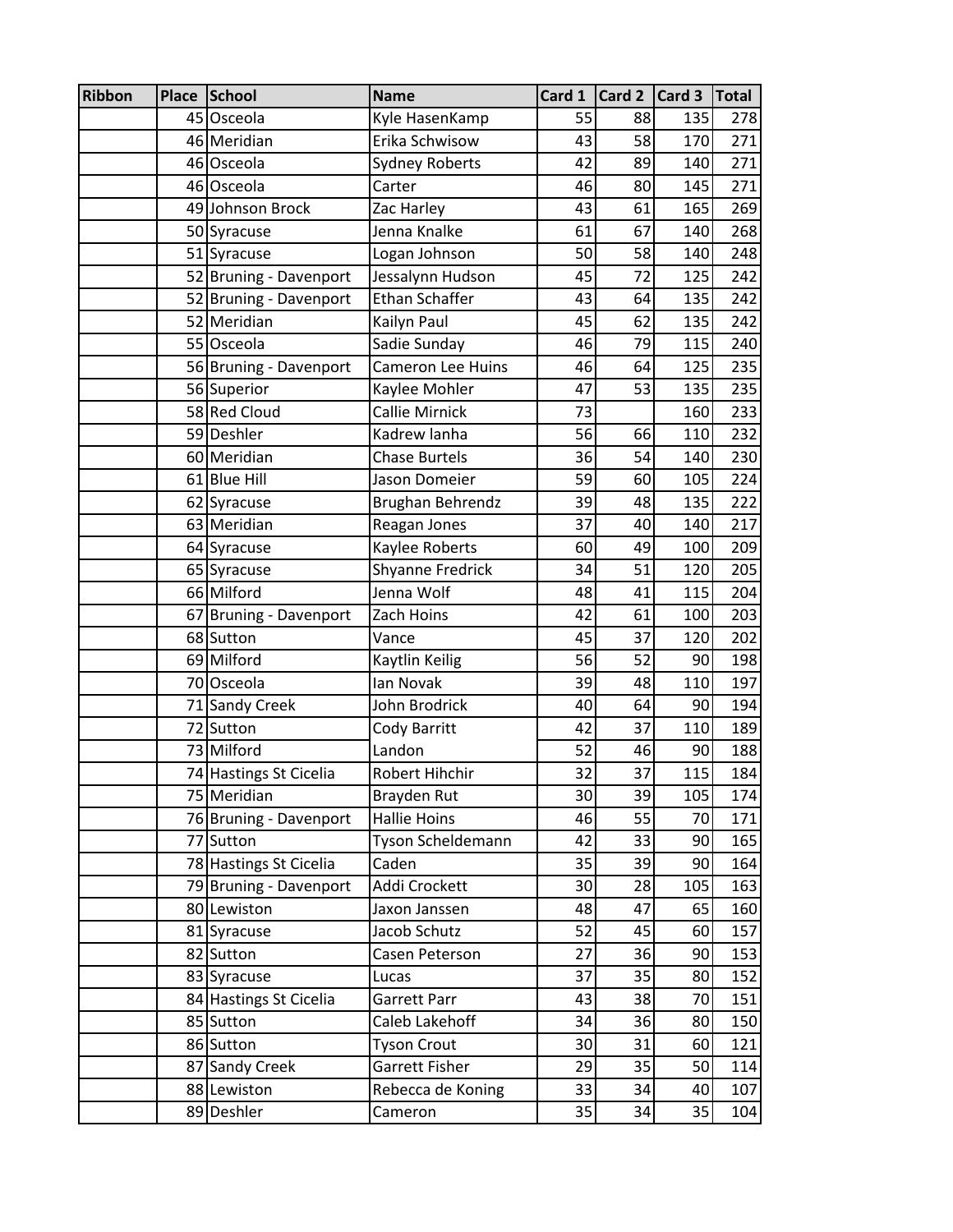| Ribbon | Place | School | Name | Card 1 | Card 2 | Card 3 | Total |
|---|---|---|---|---|---|---|---|
| | 45 | Osceola | Kyle HasenKamp | 55 | 88 | 135 | 278 |
| | 46 | Meridian | Erika Schwisow | 43 | 58 | 170 | 271 |
| | 46 | Osceola | Sydney Roberts | 42 | 89 | 140 | 271 |
| | 46 | Osceola | Carter | 46 | 80 | 145 | 271 |
| | 49 | Johnson Brock | Zac Harley | 43 | 61 | 165 | 269 |
| | 50 | Syracuse | Jenna Knalke | 61 | 67 | 140 | 268 |
| | 51 | Syracuse | Logan Johnson | 50 | 58 | 140 | 248 |
| | 52 | Bruning - Davenport | Jessalynn Hudson | 45 | 72 | 125 | 242 |
| | 52 | Bruning - Davenport | Ethan Schaffer | 43 | 64 | 135 | 242 |
| | 52 | Meridian | Kailyn Paul | 45 | 62 | 135 | 242 |
| | 55 | Osceola | Sadie Sunday | 46 | 79 | 115 | 240 |
| | 56 | Bruning - Davenport | Cameron Lee Huins | 46 | 64 | 125 | 235 |
| | 56 | Superior | Kaylee Mohler | 47 | 53 | 135 | 235 |
| | 58 | Red Cloud | Callie Mirnick | 73 | | 160 | 233 |
| | 59 | Deshler | Kadrew lanha | 56 | 66 | 110 | 232 |
| | 60 | Meridian | Chase Burtels | 36 | 54 | 140 | 230 |
| | 61 | Blue Hill | Jason Domeier | 59 | 60 | 105 | 224 |
| | 62 | Syracuse | Brughan Behrendz | 39 | 48 | 135 | 222 |
| | 63 | Meridian | Reagan Jones | 37 | 40 | 140 | 217 |
| | 64 | Syracuse | Kaylee Roberts | 60 | 49 | 100 | 209 |
| | 65 | Syracuse | Shyanne Fredrick | 34 | 51 | 120 | 205 |
| | 66 | Milford | Jenna Wolf | 48 | 41 | 115 | 204 |
| | 67 | Bruning - Davenport | Zach Hoins | 42 | 61 | 100 | 203 |
| | 68 | Sutton | Vance | 45 | 37 | 120 | 202 |
| | 69 | Milford | Kaytlin Keilig | 56 | 52 | 90 | 198 |
| | 70 | Osceola | Ian Novak | 39 | 48 | 110 | 197 |
| | 71 | Sandy Creek | John Brodrick | 40 | 64 | 90 | 194 |
| | 72 | Sutton | Cody Barritt | 42 | 37 | 110 | 189 |
| | 73 | Milford | Landon | 52 | 46 | 90 | 188 |
| | 74 | Hastings St Cicelia | Robert Hihchir | 32 | 37 | 115 | 184 |
| | 75 | Meridian | Brayden Rut | 30 | 39 | 105 | 174 |
| | 76 | Bruning - Davenport | Hallie Hoins | 46 | 55 | 70 | 171 |
| | 77 | Sutton | Tyson Scheldemann | 42 | 33 | 90 | 165 |
| | 78 | Hastings St Cicelia | Caden | 35 | 39 | 90 | 164 |
| | 79 | Bruning - Davenport | Addi Crockett | 30 | 28 | 105 | 163 |
| | 80 | Lewiston | Jaxon Janssen | 48 | 47 | 65 | 160 |
| | 81 | Syracuse | Jacob Schutz | 52 | 45 | 60 | 157 |
| | 82 | Sutton | Casen Peterson | 27 | 36 | 90 | 153 |
| | 83 | Syracuse | Lucas | 37 | 35 | 80 | 152 |
| | 84 | Hastings St Cicelia | Garrett Parr | 43 | 38 | 70 | 151 |
| | 85 | Sutton | Caleb Lakehoff | 34 | 36 | 80 | 150 |
| | 86 | Sutton | Tyson Crout | 30 | 31 | 60 | 121 |
| | 87 | Sandy Creek | Garrett Fisher | 29 | 35 | 50 | 114 |
| | 88 | Lewiston | Rebecca de Koning | 33 | 34 | 40 | 107 |
| | 89 | Deshler | Cameron | 35 | 34 | 35 | 104 |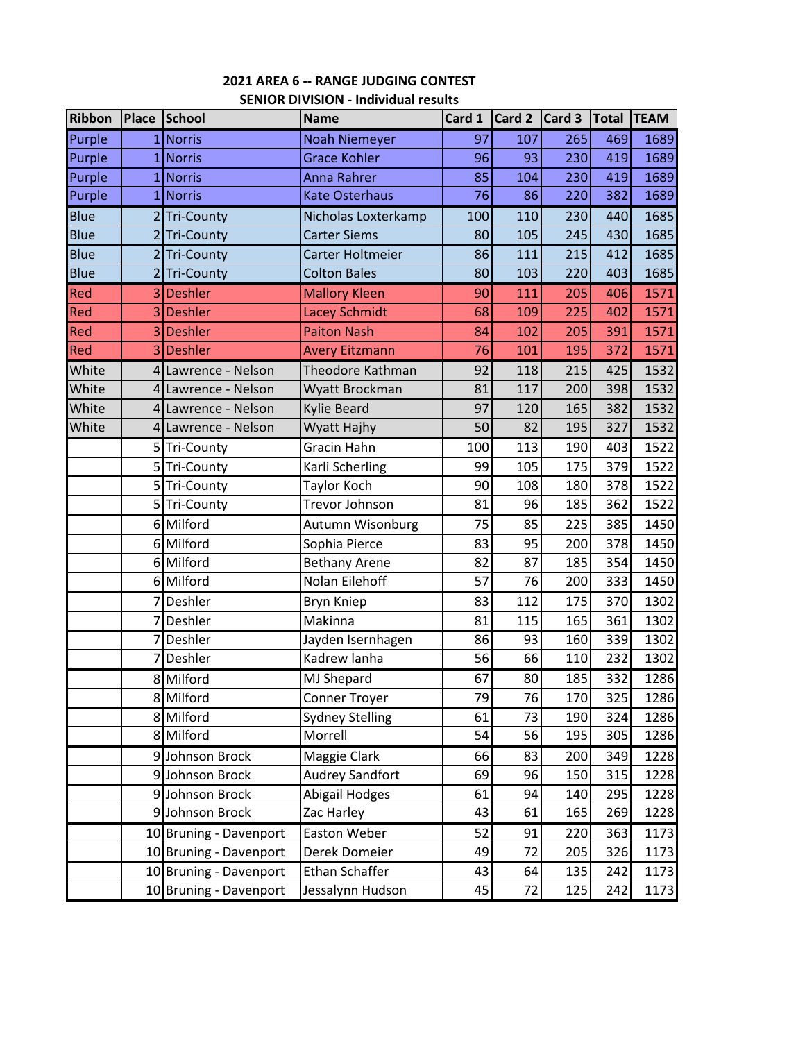**2021 AREA 6 -- RANGE JUDGING CONTEST**

**SENIOR DIVISION - Individual results**

| Ribbon | Place | School | Name | Card 1 | Card 2 | Card 3 | Total | TEAM |
|---|---|---|---|---|---|---|---|---|
| Purple | 1 | Norris | Noah Niemeyer | 97 | 107 | 265 | 469 | 1689 |
| Purple | 1 | Norris | Grace Kohler | 96 | 93 | 230 | 419 | 1689 |
| Purple | 1 | Norris | Anna Rahrer | 85 | 104 | 230 | 419 | 1689 |
| Purple | 1 | Norris | Kate Osterhaus | 76 | 86 | 220 | 382 | 1689 |
| Blue | 2 | Tri-County | Nicholas Loxterkamp | 100 | 110 | 230 | 440 | 1685 |
| Blue | 2 | Tri-County | Carter Siems | 80 | 105 | 245 | 430 | 1685 |
| Blue | 2 | Tri-County | Carter Holtmeier | 86 | 111 | 215 | 412 | 1685 |
| Blue | 2 | Tri-County | Colton Bales | 80 | 103 | 220 | 403 | 1685 |
| Red | 3 | Deshler | Mallory Kleen | 90 | 111 | 205 | 406 | 1571 |
| Red | 3 | Deshler | Lacey Schmidt | 68 | 109 | 225 | 402 | 1571 |
| Red | 3 | Deshler | Paiton Nash | 84 | 102 | 205 | 391 | 1571 |
| Red | 3 | Deshler | Avery Eitzmann | 76 | 101 | 195 | 372 | 1571 |
| White | 4 | Lawrence - Nelson | Theodore Kathman | 92 | 118 | 215 | 425 | 1532 |
| White | 4 | Lawrence - Nelson | Wyatt Brockman | 81 | 117 | 200 | 398 | 1532 |
| White | 4 | Lawrence - Nelson | Kylie Beard | 97 | 120 | 165 | 382 | 1532 |
| White | 4 | Lawrence - Nelson | Wyatt Hajhy | 50 | 82 | 195 | 327 | 1532 |
| | 5 | Tri-County | Gracin Hahn | 100 | 113 | 190 | 403 | 1522 |
| | 5 | Tri-County | Karli Scherling | 99 | 105 | 175 | 379 | 1522 |
| | 5 | Tri-County | Taylor Koch | 90 | 108 | 180 | 378 | 1522 |
| | 5 | Tri-County | Trevor Johnson | 81 | 96 | 185 | 362 | 1522 |
| | 6 | Milford | Autumn Wisonburg | 75 | 85 | 225 | 385 | 1450 |
| | 6 | Milford | Sophia Pierce | 83 | 95 | 200 | 378 | 1450 |
| | 6 | Milford | Bethany Arene | 82 | 87 | 185 | 354 | 1450 |
| | 6 | Milford | Nolan Eilehoff | 57 | 76 | 200 | 333 | 1450 |
| | 7 | Deshler | Bryn Kniep | 83 | 112 | 175 | 370 | 1302 |
| | 7 | Deshler | Makinna | 81 | 115 | 165 | 361 | 1302 |
| | 7 | Deshler | Jayden Isernhagen | 86 | 93 | 160 | 339 | 1302 |
| | 7 | Deshler | Kadrew lanha | 56 | 66 | 110 | 232 | 1302 |
| | 8 | Milford | MJ Shepard | 67 | 80 | 185 | 332 | 1286 |
| | 8 | Milford | Conner Troyer | 79 | 76 | 170 | 325 | 1286 |
| | 8 | Milford | Sydney Stelling | 61 | 73 | 190 | 324 | 1286 |
| | 8 | Milford | Morrell | 54 | 56 | 195 | 305 | 1286 |
| | 9 | Johnson Brock | Maggie Clark | 66 | 83 | 200 | 349 | 1228 |
| | 9 | Johnson Brock | Audrey Sandfort | 69 | 96 | 150 | 315 | 1228 |
| | 9 | Johnson Brock | Abigail Hodges | 61 | 94 | 140 | 295 | 1228 |
| | 9 | Johnson Brock | Zac Harley | 43 | 61 | 165 | 269 | 1228 |
| | 10 | Bruning - Davenport | Easton Weber | 52 | 91 | 220 | 363 | 1173 |
| | 10 | Bruning - Davenport | Derek Domeier | 49 | 72 | 205 | 326 | 1173 |
| | 10 | Bruning - Davenport | Ethan Schaffer | 43 | 64 | 135 | 242 | 1173 |
| | 10 | Bruning - Davenport | Jessalynn Hudson | 45 | 72 | 125 | 242 | 1173 |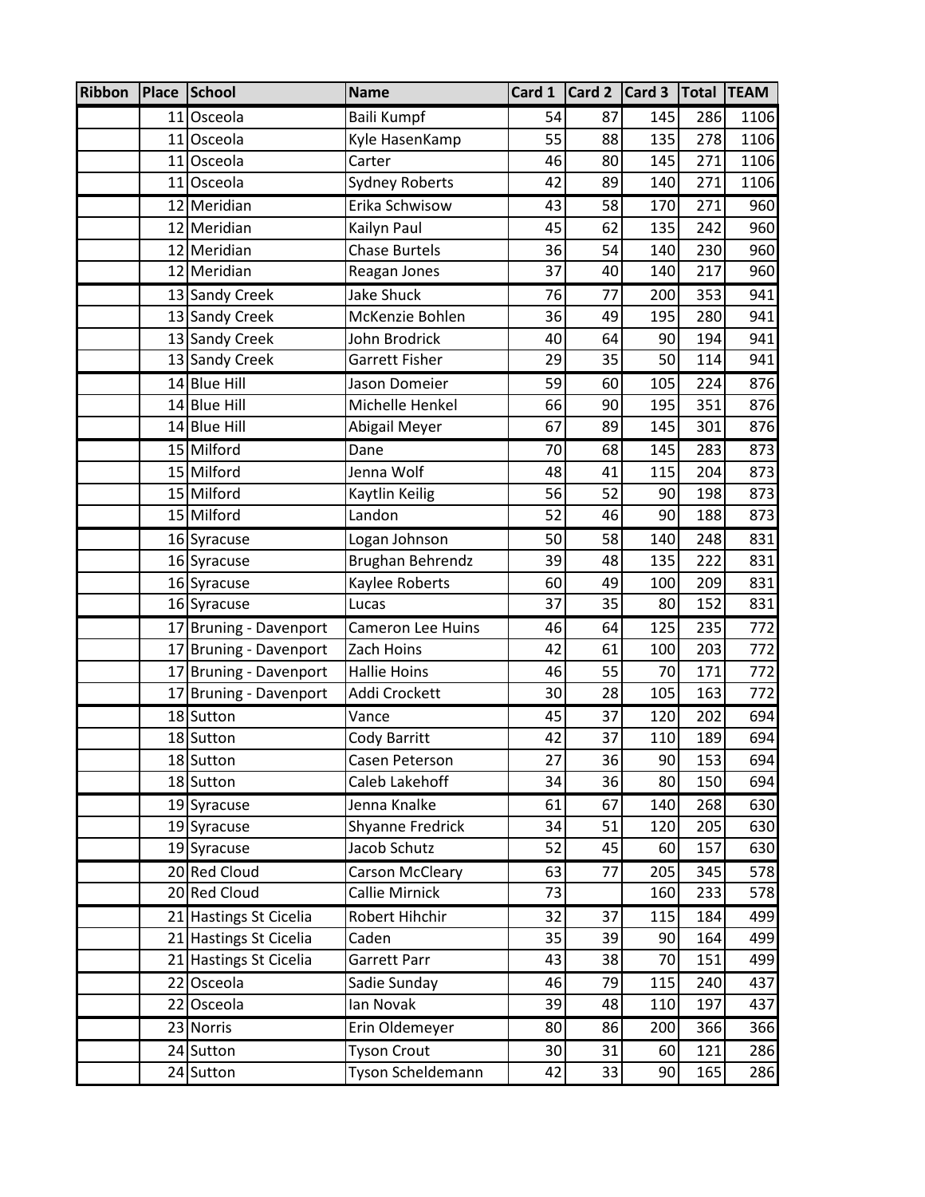| Ribbon | Place | School | Name | Card 1 | Card 2 | Card 3 | Total | TEAM |
|---|---|---|---|---|---|---|---|---|
| | 11 | Osceola | Baili Kumpf | 54 | 87 | 145 | 286 | 1106 |
| | 11 | Osceola | Kyle HasenKamp | 55 | 88 | 135 | 278 | 1106 |
| | 11 | Osceola | Carter | 46 | 80 | 145 | 271 | 1106 |
| | 11 | Osceola | Sydney Roberts | 42 | 89 | 140 | 271 | 1106 |
| | 12 | Meridian | Erika Schwisow | 43 | 58 | 170 | 271 | 960 |
| | 12 | Meridian | Kailyn Paul | 45 | 62 | 135 | 242 | 960 |
| | 12 | Meridian | Chase Burtels | 36 | 54 | 140 | 230 | 960 |
| | 12 | Meridian | Reagan Jones | 37 | 40 | 140 | 217 | 960 |
| | 13 | Sandy Creek | Jake Shuck | 76 | 77 | 200 | 353 | 941 |
| | 13 | Sandy Creek | McKenzie Bohlen | 36 | 49 | 195 | 280 | 941 |
| | 13 | Sandy Creek | John Brodrick | 40 | 64 | 90 | 194 | 941 |
| | 13 | Sandy Creek | Garrett Fisher | 29 | 35 | 50 | 114 | 941 |
| | 14 | Blue Hill | Jason Domeier | 59 | 60 | 105 | 224 | 876 |
| | 14 | Blue Hill | Michelle Henkel | 66 | 90 | 195 | 351 | 876 |
| | 14 | Blue Hill | Abigail Meyer | 67 | 89 | 145 | 301 | 876 |
| | 15 | Milford | Dane | 70 | 68 | 145 | 283 | 873 |
| | 15 | Milford | Jenna Wolf | 48 | 41 | 115 | 204 | 873 |
| | 15 | Milford | Kaytlin Keilig | 56 | 52 | 90 | 198 | 873 |
| | 15 | Milford | Landon | 52 | 46 | 90 | 188 | 873 |
| | 16 | Syracuse | Logan Johnson | 50 | 58 | 140 | 248 | 831 |
| | 16 | Syracuse | Brughan Behrendz | 39 | 48 | 135 | 222 | 831 |
| | 16 | Syracuse | Kaylee Roberts | 60 | 49 | 100 | 209 | 831 |
| | 16 | Syracuse | Lucas | 37 | 35 | 80 | 152 | 831 |
| | 17 | Bruning - Davenport | Cameron Lee Huins | 46 | 64 | 125 | 235 | 772 |
| | 17 | Bruning - Davenport | Zach Hoins | 42 | 61 | 100 | 203 | 772 |
| | 17 | Bruning - Davenport | Hallie Hoins | 46 | 55 | 70 | 171 | 772 |
| | 17 | Bruning - Davenport | Addi Crockett | 30 | 28 | 105 | 163 | 772 |
| | 18 | Sutton | Vance | 45 | 37 | 120 | 202 | 694 |
| | 18 | Sutton | Cody Barritt | 42 | 37 | 110 | 189 | 694 |
| | 18 | Sutton | Casen Peterson | 27 | 36 | 90 | 153 | 694 |
| | 18 | Sutton | Caleb Lakehoff | 34 | 36 | 80 | 150 | 694 |
| | 19 | Syracuse | Jenna Knalke | 61 | 67 | 140 | 268 | 630 |
| | 19 | Syracuse | Shyanne Fredrick | 34 | 51 | 120 | 205 | 630 |
| | 19 | Syracuse | Jacob Schutz | 52 | 45 | 60 | 157 | 630 |
| | 20 | Red Cloud | Carson McCleary | 63 | 77 | 205 | 345 | 578 |
| | 20 | Red Cloud | Callie Mirnick | 73 | | 160 | 233 | 578 |
| | 21 | Hastings St Cicelia | Robert Hihchir | 32 | 37 | 115 | 184 | 499 |
| | 21 | Hastings St Cicelia | Caden | 35 | 39 | 90 | 164 | 499 |
| | 21 | Hastings St Cicelia | Garrett Parr | 43 | 38 | 70 | 151 | 499 |
| | 22 | Osceola | Sadie Sunday | 46 | 79 | 115 | 240 | 437 |
| | 22 | Osceola | Ian Novak | 39 | 48 | 110 | 197 | 437 |
| | 23 | Norris | Erin Oldemeyer | 80 | 86 | 200 | 366 | 366 |
| | 24 | Sutton | Tyson Crout | 30 | 31 | 60 | 121 | 286 |
| | 24 | Sutton | Tyson Scheldemann | 42 | 33 | 90 | 165 | 286 |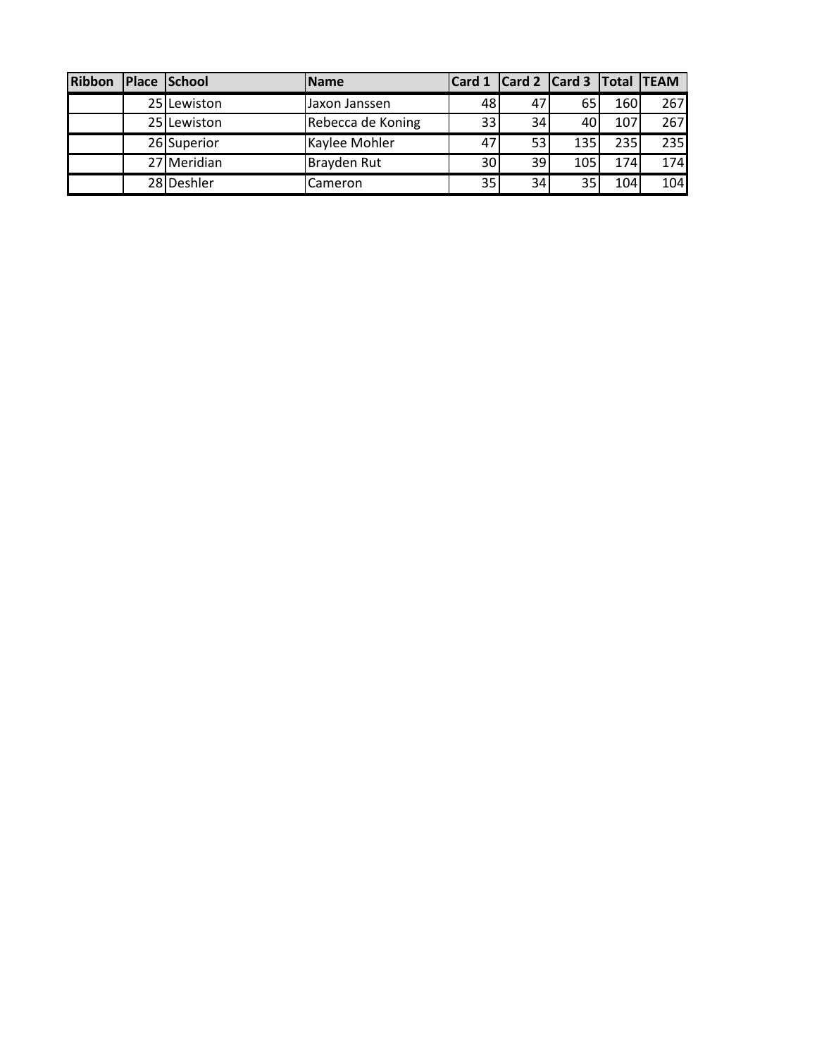| Ribbon | Place | School | Name | Card 1 | Card 2 | Card 3 | Total | TEAM |
|---|---|---|---|---|---|---|---|---|
| | 25 | Lewiston | Jaxon Janssen | 48 | 47 | 65 | 160 | 267 |
| | 25 | Lewiston | Rebecca de Koning | 33 | 34 | 40 | 107 | 267 |
| | 26 | Superior | Kaylee Mohler | 47 | 53 | 135 | 235 | 235 |
| | 27 | Meridian | Brayden Rut | 30 | 39 | 105 | 174 | 174 |
| | 28 | Deshler | Cameron | 35 | 34 | 35 | 104 | 104 |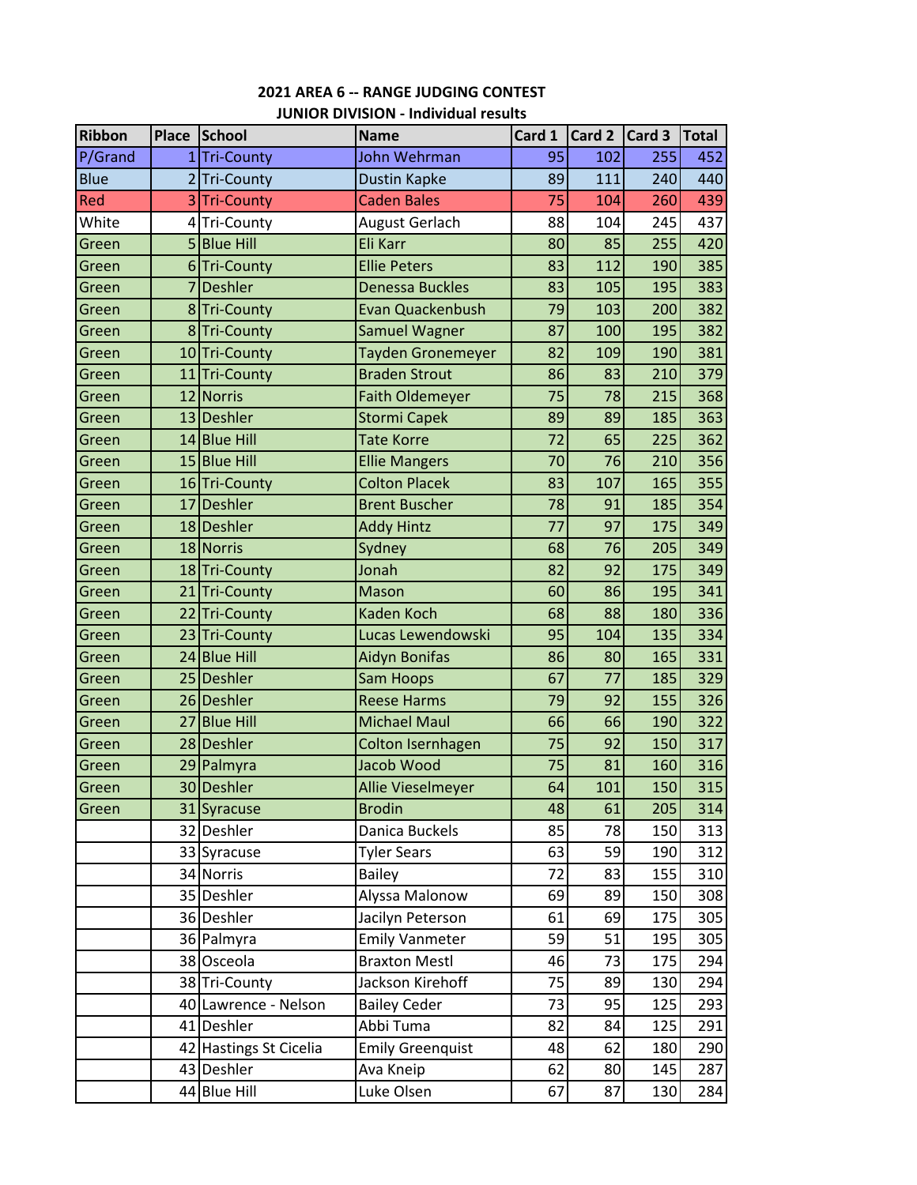**2021 AREA 6 -- RANGE JUDGING CONTEST**

**JUNIOR DIVISION - Individual results**

| Ribbon | Place | School | Name | Card 1 | Card 2 | Card 3 | Total |
|---|---|---|---|---|---|---|---|
| P/Grand | 1 | Tri-County | John Wehrman | 95 | 102 | 255 | 452 |
| Blue | 2 | Tri-County | Dustin Kapke | 89 | 111 | 240 | 440 |
| Red | 3 | Tri-County | Caden Bales | 75 | 104 | 260 | 439 |
| White | 4 | Tri-County | August Gerlach | 88 | 104 | 245 | 437 |
| Green | 5 | Blue Hill | Eli Karr | 80 | 85 | 255 | 420 |
| Green | 6 | Tri-County | Ellie Peters | 83 | 112 | 190 | 385 |
| Green | 7 | Deshler | Denessa Buckles | 83 | 105 | 195 | 383 |
| Green | 8 | Tri-County | Evan Quackenbush | 79 | 103 | 200 | 382 |
| Green | 8 | Tri-County | Samuel Wagner | 87 | 100 | 195 | 382 |
| Green | 10 | Tri-County | Tayden Gronemeyer | 82 | 109 | 190 | 381 |
| Green | 11 | Tri-County | Braden Strout | 86 | 83 | 210 | 379 |
| Green | 12 | Norris | Faith Oldemeyer | 75 | 78 | 215 | 368 |
| Green | 13 | Deshler | Stormi Capek | 89 | 89 | 185 | 363 |
| Green | 14 | Blue Hill | Tate Korre | 72 | 65 | 225 | 362 |
| Green | 15 | Blue Hill | Ellie Mangers | 70 | 76 | 210 | 356 |
| Green | 16 | Tri-County | Colton Placek | 83 | 107 | 165 | 355 |
| Green | 17 | Deshler | Brent Buscher | 78 | 91 | 185 | 354 |
| Green | 18 | Deshler | Addy Hintz | 77 | 97 | 175 | 349 |
| Green | 18 | Norris | Sydney | 68 | 76 | 205 | 349 |
| Green | 18 | Tri-County | Jonah | 82 | 92 | 175 | 349 |
| Green | 21 | Tri-County | Mason | 60 | 86 | 195 | 341 |
| Green | 22 | Tri-County | Kaden Koch | 68 | 88 | 180 | 336 |
| Green | 23 | Tri-County | Lucas Lewendowski | 95 | 104 | 135 | 334 |
| Green | 24 | Blue Hill | Aidyn Bonifas | 86 | 80 | 165 | 331 |
| Green | 25 | Deshler | Sam Hoops | 67 | 77 | 185 | 329 |
| Green | 26 | Deshler | Reese Harms | 79 | 92 | 155 | 326 |
| Green | 27 | Blue Hill | Michael Maul | 66 | 66 | 190 | 322 |
| Green | 28 | Deshler | Colton Isernhagen | 75 | 92 | 150 | 317 |
| Green | 29 | Palmyra | Jacob Wood | 75 | 81 | 160 | 316 |
| Green | 30 | Deshler | Allie Vieselmeyer | 64 | 101 | 150 | 315 |
| Green | 31 | Syracuse | Brodin | 48 | 61 | 205 | 314 |
| | 32 | Deshler | Danica Buckels | 85 | 78 | 150 | 313 |
| | 33 | Syracuse | Tyler Sears | 63 | 59 | 190 | 312 |
| | 34 | Norris | Bailey | 72 | 83 | 155 | 310 |
| | 35 | Deshler | Alyssa Malonow | 69 | 89 | 150 | 308 |
| | 36 | Deshler | Jacilyn Peterson | 61 | 69 | 175 | 305 |
| | 36 | Palmyra | Emily Vanmeter | 59 | 51 | 195 | 305 |
| | 38 | Osceola | Braxton Mestl | 46 | 73 | 175 | 294 |
| | 38 | Tri-County | Jackson Kirehoff | 75 | 89 | 130 | 294 |
| | 40 | Lawrence - Nelson | Bailey Ceder | 73 | 95 | 125 | 293 |
| | 41 | Deshler | Abbi Tuma | 82 | 84 | 125 | 291 |
| | 42 | Hastings St Cicelia | Emily Greenquist | 48 | 62 | 180 | 290 |
| | 43 | Deshler | Ava Kneip | 62 | 80 | 145 | 287 |
| | 44 | Blue Hill | Luke Olsen | 67 | 87 | 130 | 284 |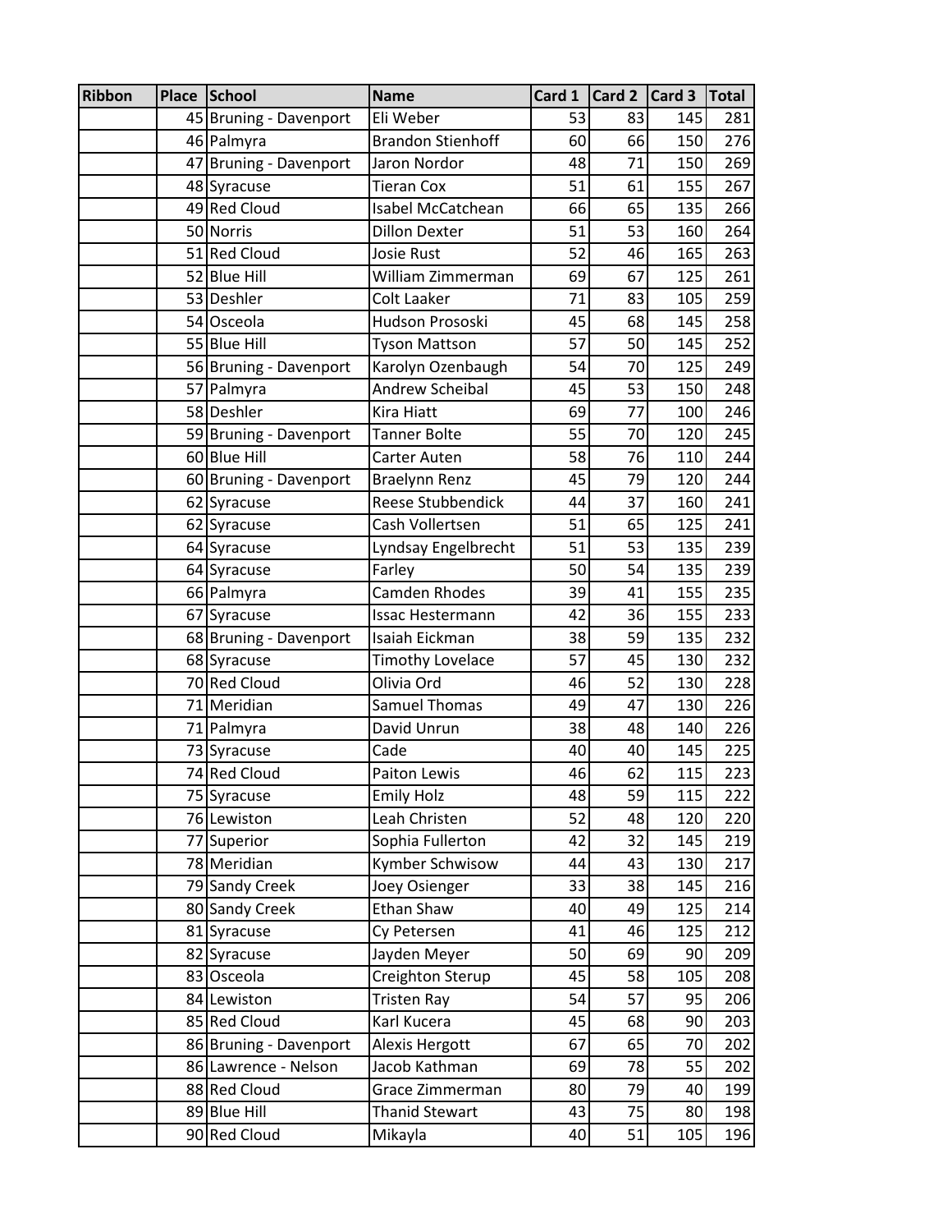| Ribbon | Place | School | Name | Card 1 | Card 2 | Card 3 | Total |
|---|---|---|---|---|---|---|---|
| | 45 | Bruning - Davenport | Eli Weber | 53 | 83 | 145 | 281 |
| | 46 | Palmyra | Brandon Stienhoff | 60 | 66 | 150 | 276 |
| | 47 | Bruning - Davenport | Jaron Nordor | 48 | 71 | 150 | 269 |
| | 48 | Syracuse | Tieran Cox | 51 | 61 | 155 | 267 |
| | 49 | Red Cloud | Isabel McCatchean | 66 | 65 | 135 | 266 |
| | 50 | Norris | Dillon Dexter | 51 | 53 | 160 | 264 |
| | 51 | Red Cloud | Josie Rust | 52 | 46 | 165 | 263 |
| | 52 | Blue Hill | William Zimmerman | 69 | 67 | 125 | 261 |
| | 53 | Deshler | Colt Laaker | 71 | 83 | 105 | 259 |
| | 54 | Osceola | Hudson Prososki | 45 | 68 | 145 | 258 |
| | 55 | Blue Hill | Tyson Mattson | 57 | 50 | 145 | 252 |
| | 56 | Bruning - Davenport | Karolyn Ozenbaugh | 54 | 70 | 125 | 249 |
| | 57 | Palmyra | Andrew Scheibal | 45 | 53 | 150 | 248 |
| | 58 | Deshler | Kira Hiatt | 69 | 77 | 100 | 246 |
| | 59 | Bruning - Davenport | Tanner Bolte | 55 | 70 | 120 | 245 |
| | 60 | Blue Hill | Carter Auten | 58 | 76 | 110 | 244 |
| | 60 | Bruning - Davenport | Braelynn Renz | 45 | 79 | 120 | 244 |
| | 62 | Syracuse | Reese Stubbendick | 44 | 37 | 160 | 241 |
| | 62 | Syracuse | Cash Vollertsen | 51 | 65 | 125 | 241 |
| | 64 | Syracuse | Lyndsay Engelbrecht | 51 | 53 | 135 | 239 |
| | 64 | Syracuse | Farley | 50 | 54 | 135 | 239 |
| | 66 | Palmyra | Camden Rhodes | 39 | 41 | 155 | 235 |
| | 67 | Syracuse | Issac Hestermann | 42 | 36 | 155 | 233 |
| | 68 | Bruning - Davenport | Isaiah Eickman | 38 | 59 | 135 | 232 |
| | 68 | Syracuse | Timothy Lovelace | 57 | 45 | 130 | 232 |
| | 70 | Red Cloud | Olivia Ord | 46 | 52 | 130 | 228 |
| | 71 | Meridian | Samuel Thomas | 49 | 47 | 130 | 226 |
| | 71 | Palmyra | David Unrun | 38 | 48 | 140 | 226 |
| | 73 | Syracuse | Cade | 40 | 40 | 145 | 225 |
| | 74 | Red Cloud | Paiton Lewis | 46 | 62 | 115 | 223 |
| | 75 | Syracuse | Emily Holz | 48 | 59 | 115 | 222 |
| | 76 | Lewiston | Leah Christen | 52 | 48 | 120 | 220 |
| | 77 | Superior | Sophia Fullerton | 42 | 32 | 145 | 219 |
| | 78 | Meridian | Kymber Schwisow | 44 | 43 | 130 | 217 |
| | 79 | Sandy Creek | Joey Osienger | 33 | 38 | 145 | 216 |
| | 80 | Sandy Creek | Ethan Shaw | 40 | 49 | 125 | 214 |
| | 81 | Syracuse | Cy Petersen | 41 | 46 | 125 | 212 |
| | 82 | Syracuse | Jayden Meyer | 50 | 69 | 90 | 209 |
| | 83 | Osceola | Creighton Sterup | 45 | 58 | 105 | 208 |
| | 84 | Lewiston | Tristen Ray | 54 | 57 | 95 | 206 |
| | 85 | Red Cloud | Karl Kucera | 45 | 68 | 90 | 203 |
| | 86 | Bruning - Davenport | Alexis Hergott | 67 | 65 | 70 | 202 |
| | 86 | Lawrence - Nelson | Jacob Kathman | 69 | 78 | 55 | 202 |
| | 88 | Red Cloud | Grace Zimmerman | 80 | 79 | 40 | 199 |
| | 89 | Blue Hill | Thanid Stewart | 43 | 75 | 80 | 198 |
| | 90 | Red Cloud | Mikayla | 40 | 51 | 105 | 196 |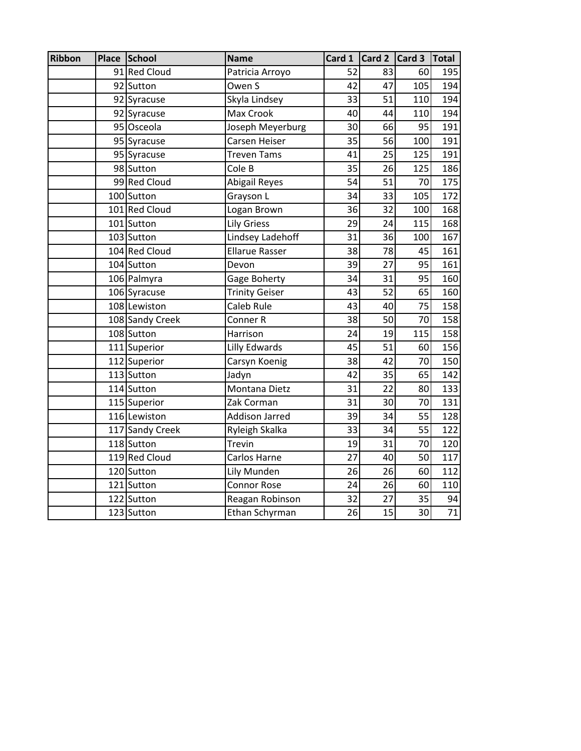| Ribbon | Place | School | Name | Card 1 | Card 2 | Card 3 | Total |
|---|---|---|---|---|---|---|---|
| | 91 | Red Cloud | Patricia Arroyo | 52 | 83 | 60 | 195 |
| | 92 | Sutton | Owen S | 42 | 47 | 105 | 194 |
| | 92 | Syracuse | Skyla Lindsey | 33 | 51 | 110 | 194 |
| | 92 | Syracuse | Max Crook | 40 | 44 | 110 | 194 |
| | 95 | Osceola | Joseph Meyerburg | 30 | 66 | 95 | 191 |
| | 95 | Syracuse | Carsen Heiser | 35 | 56 | 100 | 191 |
| | 95 | Syracuse | Treven Tams | 41 | 25 | 125 | 191 |
| | 98 | Sutton | Cole B | 35 | 26 | 125 | 186 |
| | 99 | Red Cloud | Abigail Reyes | 54 | 51 | 70 | 175 |
| | 100 | Sutton | Grayson L | 34 | 33 | 105 | 172 |
| | 101 | Red Cloud | Logan Brown | 36 | 32 | 100 | 168 |
| | 101 | Sutton | Lily Griess | 29 | 24 | 115 | 168 |
| | 103 | Sutton | Lindsey Ladehoff | 31 | 36 | 100 | 167 |
| | 104 | Red Cloud | Ellarue Rasser | 38 | 78 | 45 | 161 |
| | 104 | Sutton | Devon | 39 | 27 | 95 | 161 |
| | 106 | Palmyra | Gage Boherty | 34 | 31 | 95 | 160 |
| | 106 | Syracuse | Trinity Geiser | 43 | 52 | 65 | 160 |
| | 108 | Lewiston | Caleb Rule | 43 | 40 | 75 | 158 |
| | 108 | Sandy Creek | Conner R | 38 | 50 | 70 | 158 |
| | 108 | Sutton | Harrison | 24 | 19 | 115 | 158 |
| | 111 | Superior | Lilly Edwards | 45 | 51 | 60 | 156 |
| | 112 | Superior | Carsyn Koenig | 38 | 42 | 70 | 150 |
| | 113 | Sutton | Jadyn | 42 | 35 | 65 | 142 |
| | 114 | Sutton | Montana Dietz | 31 | 22 | 80 | 133 |
| | 115 | Superior | Zak Corman | 31 | 30 | 70 | 131 |
| | 116 | Lewiston | Addison Jarred | 39 | 34 | 55 | 128 |
| | 117 | Sandy Creek | Ryleigh Skalka | 33 | 34 | 55 | 122 |
| | 118 | Sutton | Trevin | 19 | 31 | 70 | 120 |
| | 119 | Red Cloud | Carlos Harne | 27 | 40 | 50 | 117 |
| | 120 | Sutton | Lily Munden | 26 | 26 | 60 | 112 |
| | 121 | Sutton | Connor Rose | 24 | 26 | 60 | 110 |
| | 122 | Sutton | Reagan Robinson | 32 | 27 | 35 | 94 |
| | 123 | Sutton | Ethan Schyrman | 26 | 15 | 30 | 71 |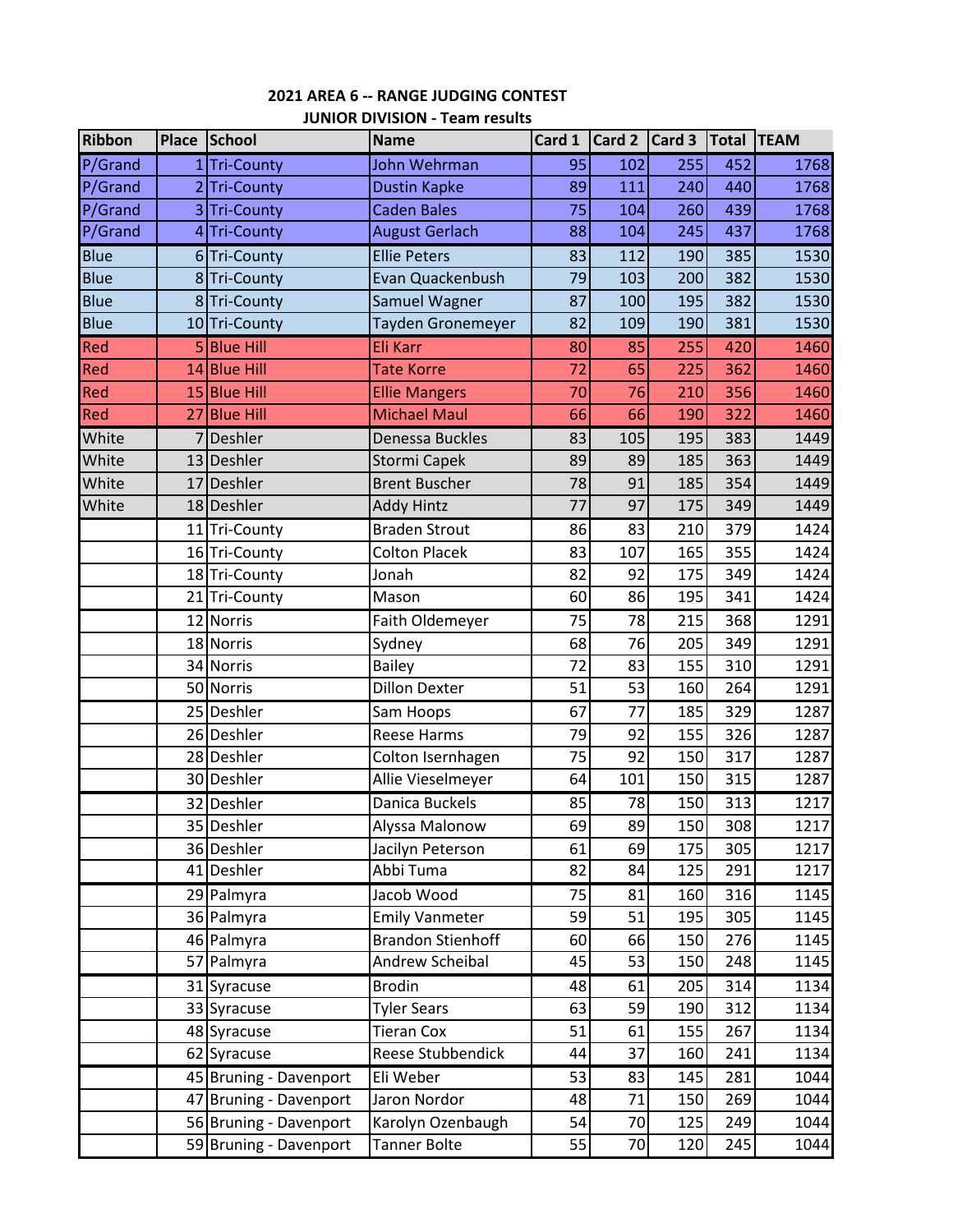**2021 AREA 6 -- RANGE JUDGING CONTEST**

**JUNIOR DIVISION - Team results**

| Ribbon | Place | School | Name | Card 1 | Card 2 | Card 3 | Total | TEAM |
|---|---|---|---|---|---|---|---|---|
| P/Grand | 1 | Tri-County | John Wehrman | 95 | 102 | 255 | 452 | 1768 |
| P/Grand | 2 | Tri-County | Dustin Kapke | 89 | 111 | 240 | 440 | 1768 |
| P/Grand | 3 | Tri-County | Caden Bales | 75 | 104 | 260 | 439 | 1768 |
| P/Grand | 4 | Tri-County | August Gerlach | 88 | 104 | 245 | 437 | 1768 |
| Blue | 6 | Tri-County | Ellie Peters | 83 | 112 | 190 | 385 | 1530 |
| Blue | 8 | Tri-County | Evan Quackenbush | 79 | 103 | 200 | 382 | 1530 |
| Blue | 8 | Tri-County | Samuel Wagner | 87 | 100 | 195 | 382 | 1530 |
| Blue | 10 | Tri-County | Tayden Gronemeyer | 82 | 109 | 190 | 381 | 1530 |
| Red | 5 | Blue Hill | Eli Karr | 80 | 85 | 255 | 420 | 1460 |
| Red | 14 | Blue Hill | Tate Korre | 72 | 65 | 225 | 362 | 1460 |
| Red | 15 | Blue Hill | Ellie Mangers | 70 | 76 | 210 | 356 | 1460 |
| Red | 27 | Blue Hill | Michael Maul | 66 | 66 | 190 | 322 | 1460 |
| White | 7 | Deshler | Denessa Buckles | 83 | 105 | 195 | 383 | 1449 |
| White | 13 | Deshler | Stormi Capek | 89 | 89 | 185 | 363 | 1449 |
| White | 17 | Deshler | Brent Buscher | 78 | 91 | 185 | 354 | 1449 |
| White | 18 | Deshler | Addy Hintz | 77 | 97 | 175 | 349 | 1449 |
| | 11 | Tri-County | Braden Strout | 86 | 83 | 210 | 379 | 1424 |
| | 16 | Tri-County | Colton Placek | 83 | 107 | 165 | 355 | 1424 |
| | 18 | Tri-County | Jonah | 82 | 92 | 175 | 349 | 1424 |
| | 21 | Tri-County | Mason | 60 | 86 | 195 | 341 | 1424 |
| | 12 | Norris | Faith Oldemeyer | 75 | 78 | 215 | 368 | 1291 |
| | 18 | Norris | Sydney | 68 | 76 | 205 | 349 | 1291 |
| | 34 | Norris | Bailey | 72 | 83 | 155 | 310 | 1291 |
| | 50 | Norris | Dillon Dexter | 51 | 53 | 160 | 264 | 1291 |
| | 25 | Deshler | Sam Hoops | 67 | 77 | 185 | 329 | 1287 |
| | 26 | Deshler | Reese Harms | 79 | 92 | 155 | 326 | 1287 |
| | 28 | Deshler | Colton Isernhagen | 75 | 92 | 150 | 317 | 1287 |
| | 30 | Deshler | Allie Vieselmeyer | 64 | 101 | 150 | 315 | 1287 |
| | 32 | Deshler | Danica Buckels | 85 | 78 | 150 | 313 | 1217 |
| | 35 | Deshler | Alyssa Malonow | 69 | 89 | 150 | 308 | 1217 |
| | 36 | Deshler | Jacilyn Peterson | 61 | 69 | 175 | 305 | 1217 |
| | 41 | Deshler | Abbi Tuma | 82 | 84 | 125 | 291 | 1217 |
| | 29 | Palmyra | Jacob Wood | 75 | 81 | 160 | 316 | 1145 |
| | 36 | Palmyra | Emily Vanmeter | 59 | 51 | 195 | 305 | 1145 |
| | 46 | Palmyra | Brandon Stienhoff | 60 | 66 | 150 | 276 | 1145 |
| | 57 | Palmyra | Andrew Scheibal | 45 | 53 | 150 | 248 | 1145 |
| | 31 | Syracuse | Brodin | 48 | 61 | 205 | 314 | 1134 |
| | 33 | Syracuse | Tyler Sears | 63 | 59 | 190 | 312 | 1134 |
| | 48 | Syracuse | Tieran Cox | 51 | 61 | 155 | 267 | 1134 |
| | 62 | Syracuse | Reese Stubbendick | 44 | 37 | 160 | 241 | 1134 |
| | 45 | Bruning - Davenport | Eli Weber | 53 | 83 | 145 | 281 | 1044 |
| | 47 | Bruning - Davenport | Jaron Nordor | 48 | 71 | 150 | 269 | 1044 |
| | 56 | Bruning - Davenport | Karolyn Ozenbaugh | 54 | 70 | 125 | 249 | 1044 |
| | 59 | Bruning - Davenport | Tanner Bolte | 55 | 70 | 120 | 245 | 1044 |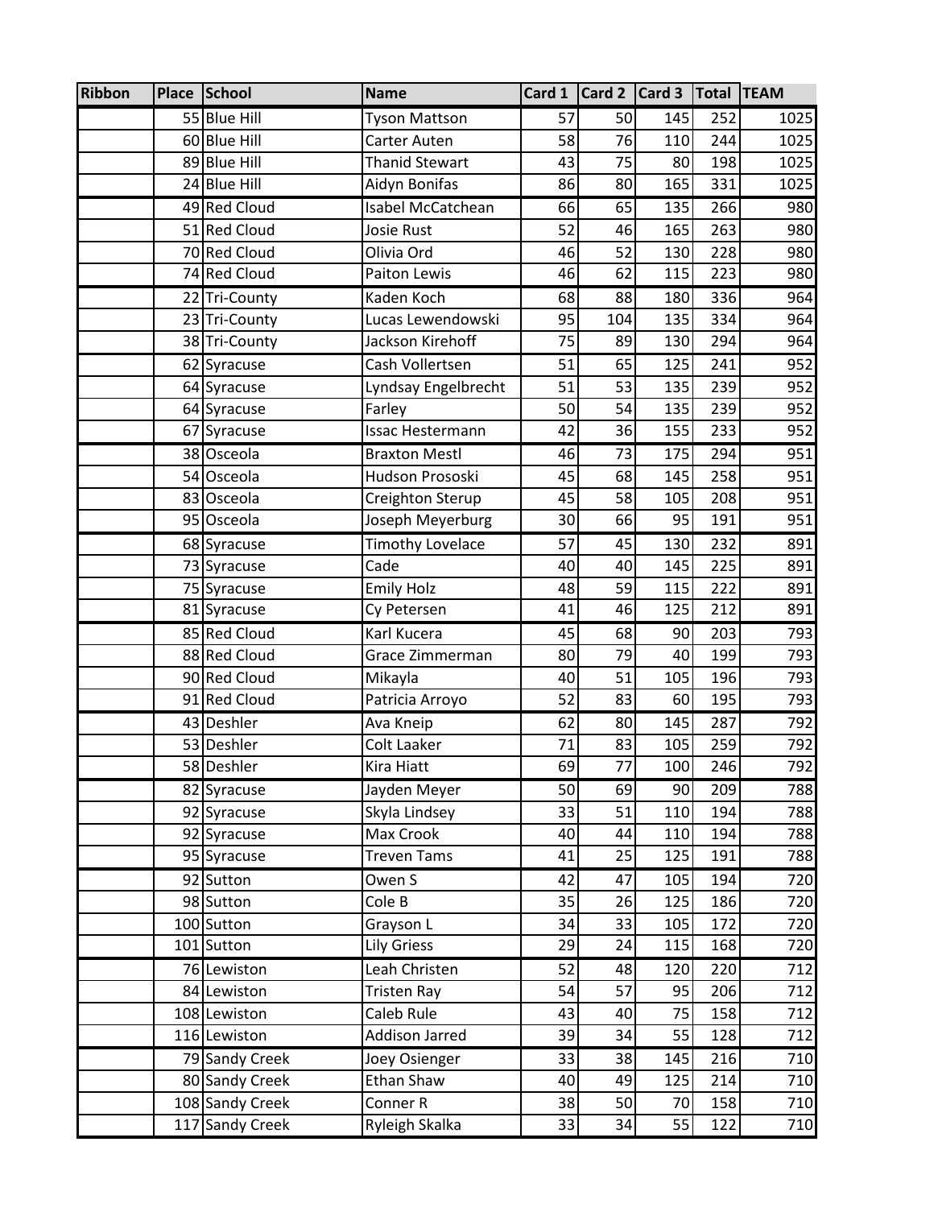| Ribbon | Place | School | Name | Card 1 | Card 2 | Card 3 | Total | TEAM |
|---|---|---|---|---|---|---|---|---|
| | 55 | Blue Hill | Tyson Mattson | 57 | 50 | 145 | 252 | 1025 |
| | 60 | Blue Hill | Carter Auten | 58 | 76 | 110 | 244 | 1025 |
| | 89 | Blue Hill | Thanid Stewart | 43 | 75 | 80 | 198 | 1025 |
| | 24 | Blue Hill | Aidyn Bonifas | 86 | 80 | 165 | 331 | 1025 |
| | 49 | Red Cloud | Isabel McCatchean | 66 | 65 | 135 | 266 | 980 |
| | 51 | Red Cloud | Josie Rust | 52 | 46 | 165 | 263 | 980 |
| | 70 | Red Cloud | Olivia Ord | 46 | 52 | 130 | 228 | 980 |
| | 74 | Red Cloud | Paiton Lewis | 46 | 62 | 115 | 223 | 980 |
| | 22 | Tri-County | Kaden Koch | 68 | 88 | 180 | 336 | 964 |
| | 23 | Tri-County | Lucas Lewendowski | 95 | 104 | 135 | 334 | 964 |
| | 38 | Tri-County | Jackson Kirehoff | 75 | 89 | 130 | 294 | 964 |
| | 62 | Syracuse | Cash Vollertsen | 51 | 65 | 125 | 241 | 952 |
| | 64 | Syracuse | Lyndsay Engelbrecht | 51 | 53 | 135 | 239 | 952 |
| | 64 | Syracuse | Farley | 50 | 54 | 135 | 239 | 952 |
| | 67 | Syracuse | Issac Hestermann | 42 | 36 | 155 | 233 | 952 |
| | 38 | Osceola | Braxton Mestl | 46 | 73 | 175 | 294 | 951 |
| | 54 | Osceola | Hudson Prososki | 45 | 68 | 145 | 258 | 951 |
| | 83 | Osceola | Creighton Sterup | 45 | 58 | 105 | 208 | 951 |
| | 95 | Osceola | Joseph Meyerburg | 30 | 66 | 95 | 191 | 951 |
| | 68 | Syracuse | Timothy Lovelace | 57 | 45 | 130 | 232 | 891 |
| | 73 | Syracuse | Cade | 40 | 40 | 145 | 225 | 891 |
| | 75 | Syracuse | Emily Holz | 48 | 59 | 115 | 222 | 891 |
| | 81 | Syracuse | Cy Petersen | 41 | 46 | 125 | 212 | 891 |
| | 85 | Red Cloud | Karl Kucera | 45 | 68 | 90 | 203 | 793 |
| | 88 | Red Cloud | Grace Zimmerman | 80 | 79 | 40 | 199 | 793 |
| | 90 | Red Cloud | Mikayla | 40 | 51 | 105 | 196 | 793 |
| | 91 | Red Cloud | Patricia Arroyo | 52 | 83 | 60 | 195 | 793 |
| | 43 | Deshler | Ava Kneip | 62 | 80 | 145 | 287 | 792 |
| | 53 | Deshler | Colt Laaker | 71 | 83 | 105 | 259 | 792 |
| | 58 | Deshler | Kira Hiatt | 69 | 77 | 100 | 246 | 792 |
| | 82 | Syracuse | Jayden Meyer | 50 | 69 | 90 | 209 | 788 |
| | 92 | Syracuse | Skyla Lindsey | 33 | 51 | 110 | 194 | 788 |
| | 92 | Syracuse | Max Crook | 40 | 44 | 110 | 194 | 788 |
| | 95 | Syracuse | Treven Tams | 41 | 25 | 125 | 191 | 788 |
| | 92 | Sutton | Owen S | 42 | 47 | 105 | 194 | 720 |
| | 98 | Sutton | Cole B | 35 | 26 | 125 | 186 | 720 |
| | 100 | Sutton | Grayson L | 34 | 33 | 105 | 172 | 720 |
| | 101 | Sutton | Lily Griess | 29 | 24 | 115 | 168 | 720 |
| | 76 | Lewiston | Leah Christen | 52 | 48 | 120 | 220 | 712 |
| | 84 | Lewiston | Tristen Ray | 54 | 57 | 95 | 206 | 712 |
| | 108 | Lewiston | Caleb Rule | 43 | 40 | 75 | 158 | 712 |
| | 116 | Lewiston | Addison Jarred | 39 | 34 | 55 | 128 | 712 |
| | 79 | Sandy Creek | Joey Osienger | 33 | 38 | 145 | 216 | 710 |
| | 80 | Sandy Creek | Ethan Shaw | 40 | 49 | 125 | 214 | 710 |
| | 108 | Sandy Creek | Conner R | 38 | 50 | 70 | 158 | 710 |
| | 117 | Sandy Creek | Ryleigh Skalka | 33 | 34 | 55 | 122 | 710 |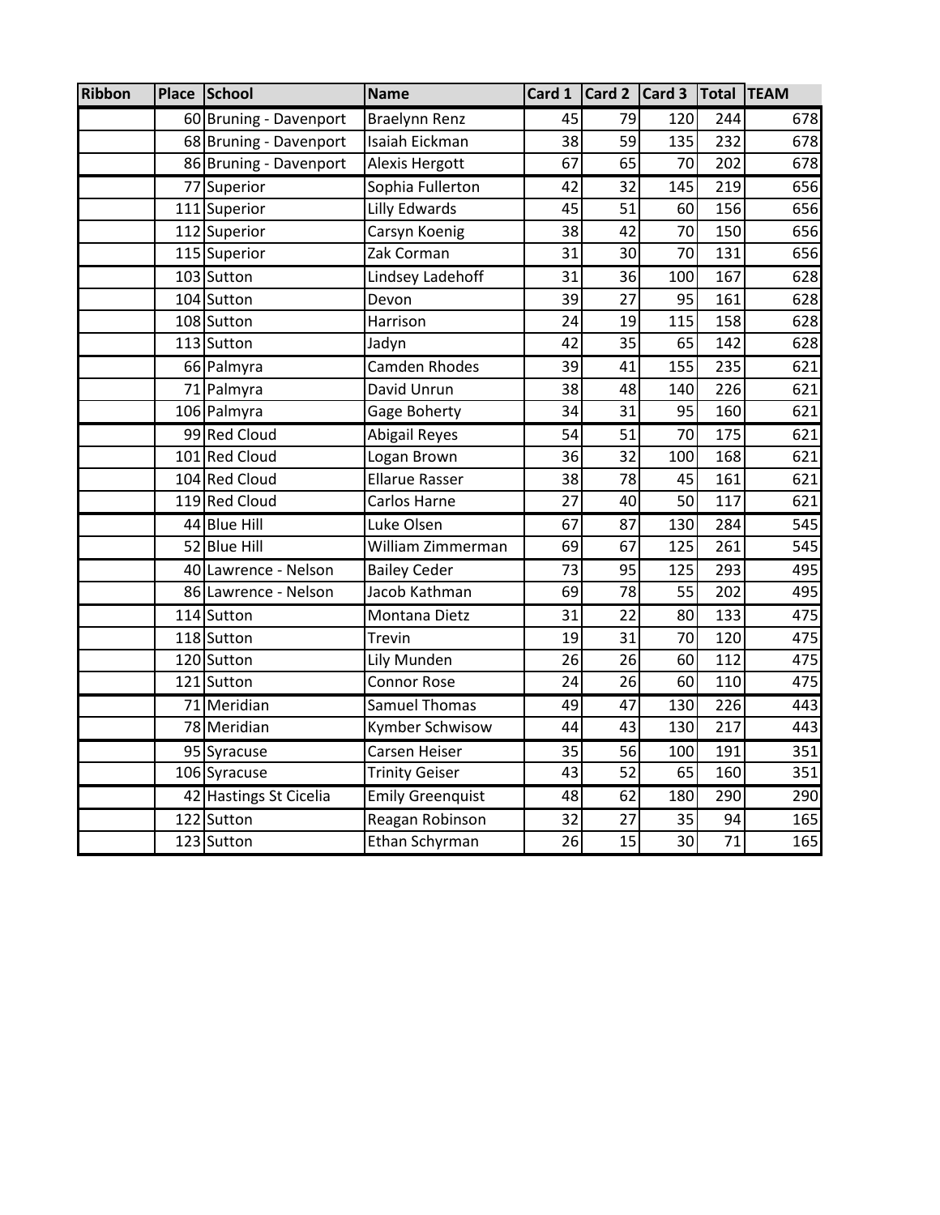| Ribbon | Place | School | Name | Card 1 | Card 2 | Card 3 | Total | TEAM |
|---|---|---|---|---|---|---|---|---|
| | 60 | Bruning - Davenport | Braelynn Renz | 45 | 79 | 120 | 244 | 678 |
| | 68 | Bruning - Davenport | Isaiah Eickman | 38 | 59 | 135 | 232 | 678 |
| | 86 | Bruning - Davenport | Alexis Hergott | 67 | 65 | 70 | 202 | 678 |
| | 77 | Superior | Sophia Fullerton | 42 | 32 | 145 | 219 | 656 |
| | 111 | Superior | Lilly Edwards | 45 | 51 | 60 | 156 | 656 |
| | 112 | Superior | Carsyn Koenig | 38 | 42 | 70 | 150 | 656 |
| | 115 | Superior | Zak Corman | 31 | 30 | 70 | 131 | 656 |
| | 103 | Sutton | Lindsey Ladehoff | 31 | 36 | 100 | 167 | 628 |
| | 104 | Sutton | Devon | 39 | 27 | 95 | 161 | 628 |
| | 108 | Sutton | Harrison | 24 | 19 | 115 | 158 | 628 |
| | 113 | Sutton | Jadyn | 42 | 35 | 65 | 142 | 628 |
| | 66 | Palmyra | Camden Rhodes | 39 | 41 | 155 | 235 | 621 |
| | 71 | Palmyra | David Unrun | 38 | 48 | 140 | 226 | 621 |
| | 106 | Palmyra | Gage Boherty | 34 | 31 | 95 | 160 | 621 |
| | 99 | Red Cloud | Abigail Reyes | 54 | 51 | 70 | 175 | 621 |
| | 101 | Red Cloud | Logan Brown | 36 | 32 | 100 | 168 | 621 |
| | 104 | Red Cloud | Ellarue Rasser | 38 | 78 | 45 | 161 | 621 |
| | 119 | Red Cloud | Carlos Harne | 27 | 40 | 50 | 117 | 621 |
| | 44 | Blue Hill | Luke Olsen | 67 | 87 | 130 | 284 | 545 |
| | 52 | Blue Hill | William Zimmerman | 69 | 67 | 125 | 261 | 545 |
| | 40 | Lawrence - Nelson | Bailey Ceder | 73 | 95 | 125 | 293 | 495 |
| | 86 | Lawrence - Nelson | Jacob Kathman | 69 | 78 | 55 | 202 | 495 |
| | 114 | Sutton | Montana Dietz | 31 | 22 | 80 | 133 | 475 |
| | 118 | Sutton | Trevin | 19 | 31 | 70 | 120 | 475 |
| | 120 | Sutton | Lily Munden | 26 | 26 | 60 | 112 | 475 |
| | 121 | Sutton | Connor Rose | 24 | 26 | 60 | 110 | 475 |
| | 71 | Meridian | Samuel Thomas | 49 | 47 | 130 | 226 | 443 |
| | 78 | Meridian | Kymber Schwisow | 44 | 43 | 130 | 217 | 443 |
| | 95 | Syracuse | Carsen Heiser | 35 | 56 | 100 | 191 | 351 |
| | 106 | Syracuse | Trinity Geiser | 43 | 52 | 65 | 160 | 351 |
| | 42 | Hastings St Cicelia | Emily Greenquist | 48 | 62 | 180 | 290 | 290 |
| | 122 | Sutton | Reagan Robinson | 32 | 27 | 35 | 94 | 165 |
| | 123 | Sutton | Ethan Schyrman | 26 | 15 | 30 | 71 | 165 |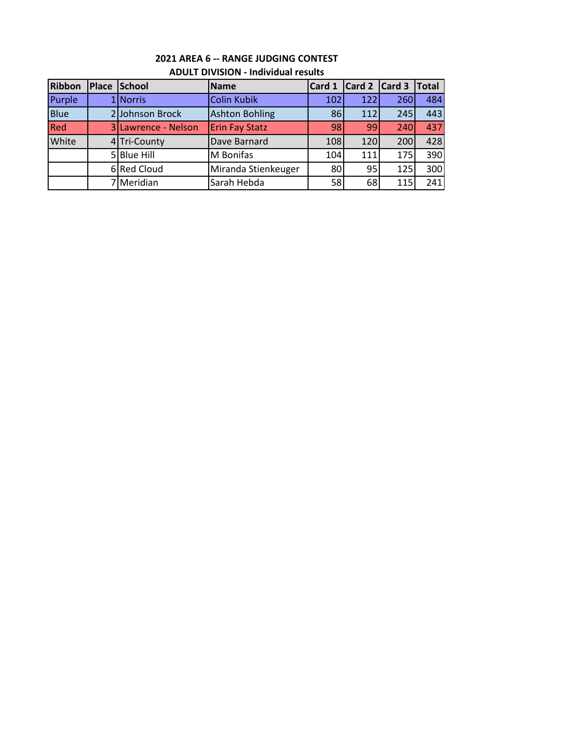**2021 AREA 6 -- RANGE JUDGING CONTEST**

**ADULT DIVISION - Individual results**

| Ribbon | Place | School | Name | Card 1 | Card 2 | Card 3 | Total |
|---|---|---|---|---|---|---|---|
| Purple | 1 | Norris | Colin Kubik | 102 | 122 | 260 | 484 |
| Blue | 2 | Johnson Brock | Ashton Bohling | 86 | 112 | 245 | 443 |
| Red | 3 | Lawrence - Nelson | Erin Fay Statz | 98 | 99 | 240 | 437 |
| White | 4 | Tri-County | Dave Barnard | 108 | 120 | 200 | 428 |
| | 5 | Blue Hill | M Bonifas | 104 | 111 | 175 | 390 |
| | 6 | Red Cloud | Miranda Stienkeuger | 80 | 95 | 125 | 300 |
| | 7 | Meridian | Sarah Hebda | 58 | 68 | 115 | 241 |